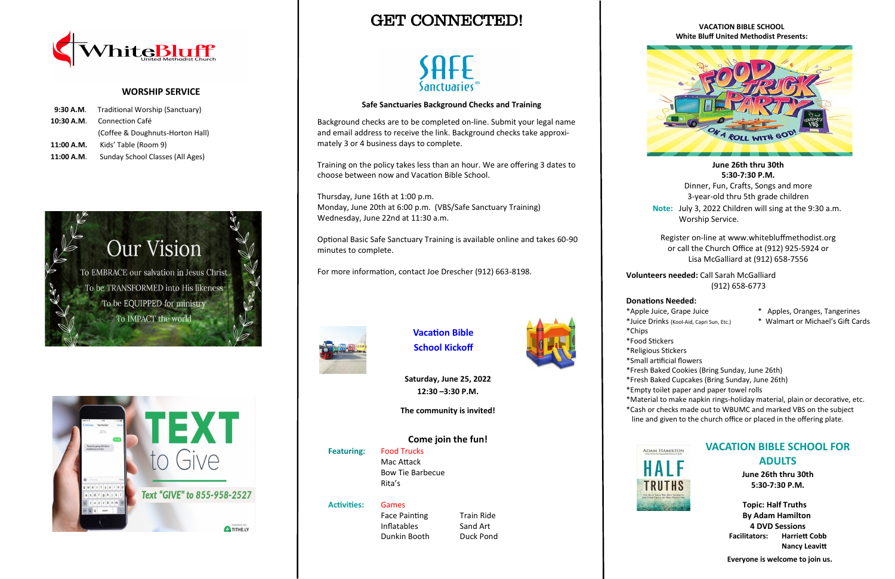# White Bluff United Methodist Church

## WORSHIP SERVICE

**9:30 A.M.** Traditional Worship (Sanctuary)
**10:30 A.M.** Connection Café
(Coffee & Doughnuts-Horton Hall)
**11:00 A.M.** Kids' Table (Room 9)
**11:00 A.M.** Sunday School Classes (All Ages)

## Our Vision

To EMBRACE our salvation in Jesus Christ
To be TRANSFORMED into His likeness
To be EQUIPPED for ministry
To IMPACT the world

## TEXT to Give

Text "GIVE" to 855-958-2527

# GET CONNECTED!

## Safe Sanctuaries

**Safe Sanctuaries Background Checks and Training**

Background checks are to be completed on-line. Submit your legal name and email address to receive the link. Background checks take approximately 3 or 4 business days to complete.

Training on the policy takes less than an hour. We are offering 3 dates to choose between now and Vacation Bible School.

Thursday, June 16th at 1:00 p.m.
Monday, June 20th at 6:00 p.m. (VBS/Safe Sanctuary Training)
Wednesday, June 22nd at 11:30 a.m.

Optional Basic Safe Sanctuary Training is available online and takes 60-90 minutes to complete.

For more information, contact Joe Drescher (912) 663-8198.

## Vacation Bible School Kickoff

**Saturday, June 25, 2022**
**12:30 –3:30 P.M.**

**The community is invited!**

**Come join the fun!**

**Featuring:** Food Trucks
Mac Attack
Bow Tie Barbecue
Rita's

**Activities:** Games
Face Painting
Inflatables
Dunkin Booth
Train Ride
Sand Art
Duck Pond

**VACATION BIBLE SCHOOL**
**White Bluff United Methodist Presents:**

## Food Truck Party — On a Roll with God!

**June 26th thru 30th**
**5:30-7:30 P.M.**
Dinner, Fun, Crafts, Songs and more
3-year-old thru 5th grade children

**Note:** July 3, 2022 Children will sing at the 9:30 a.m. Worship Service.

Register on-line at www.whitebluffmethodist.org or call the Church Office at (912) 925-5924 or Lisa McGalliard at (912) 658-7556

**Volunteers needed:** Call Sarah McGalliard (912) 658-6773

**Donations Needed:**

*Apple Juice, Grape Juice
*Juice Drinks (Kool-Aid, Capri Sun, Etc.)
*Chips
*Food Stickers
*Religious Stickers
*Small artificial flowers
*Fresh Baked Cookies (Bring Sunday, June 26th)
*Fresh Baked Cupcakes (Bring Sunday, June 26th)
*Empty toilet paper and paper towel rolls
*Material to make napkin rings-holiday material, plain or decorative, etc.
*Cash or checks made out to WBUMC and marked VBS on the subject line and given to the church office or placed in the offering plate.
* Apples, Oranges, Tangerines
* Walmart or Michael's Gift Cards

## VACATION BIBLE SCHOOL FOR ADULTS

**June 26th thru 30th**
**5:30-7:30 P.M.**

**Topic: Half Truths**
**By Adam Hamilton**
**4 DVD Sessions**
**Facilitators:** Harriett Cobb
Nancy Leavitt

**Everyone is welcome to join us.**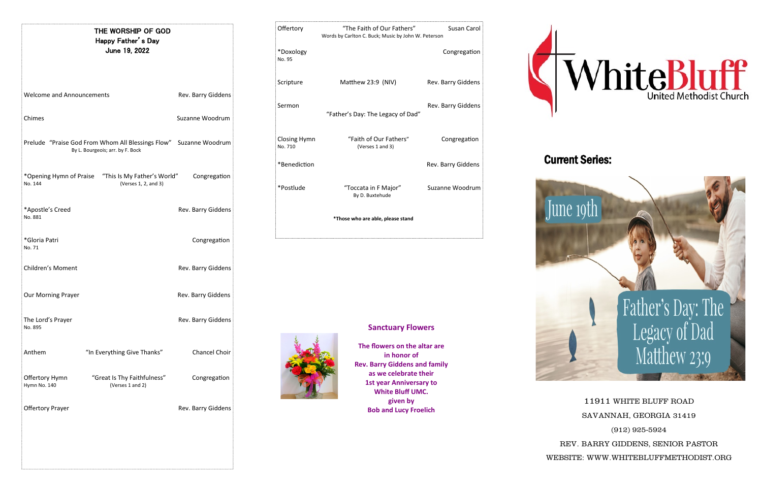# THE WORSHIP OF GOD
## Happy Father's Day
## June 19, 2022

| | | |
|---|---|---|
| Welcome and Announcements | | Rev. Barry Giddens |
| Chimes | | Suzanne Woodrum |
| Prelude | "Praise God From Whom All Blessings Flow" By L. Bourgeois; arr. by F. Bock | Suzanne Woodrum |
| *Opening Hymn of Praise No. 144 | "This Is My Father's World" (Verses 1, 2, and 3) | Congregation |
| *Apostle's Creed No. 881 | | Rev. Barry Giddens |
| *Gloria Patri No. 71 | | Congregation |
| Children's Moment | | Rev. Barry Giddens |
| Our Morning Prayer | | Rev. Barry Giddens |
| The Lord's Prayer No. 895 | | Rev. Barry Giddens |
| Anthem | "In Everything Give Thanks" | Chancel Choir |
| Offertory Hymn Hymn No. 140 | "Great Is Thy Faithfulness" (Verses 1 and 2) | Congregation |
| Offertory Prayer | | Rev. Barry Giddens |
| Offertory | "The Faith of Our Fathers" Words by Carlton C. Buck; Music by John W. Peterson | Susan Carol |
| *Doxology No. 95 | | Congregation |
| Scripture | Matthew 23:9 (NIV) | Rev. Barry Giddens |
| Sermon | "Father's Day: The Legacy of Dad" | Rev. Barry Giddens |
| Closing Hymn No. 710 | "Faith of Our Fathers" (Verses 1 and 3) | Congregation |
| *Benediction | | Rev. Barry Giddens |
| *Postlude | "Toccata in F Major" By D. Buxtehude | Suzanne Woodrum |

**\*Those who are able, please stand**

## Sanctuary Flowers

**The flowers on the altar are in honor of Rev. Barry Giddens and family as we celebrate their 1st year Anniversary to White Bluff UMC. given by Bob and Lucy Froelich**

# WhiteBluff
United Methodist Church

## Current Series:

June 19th

Father's Day: The Legacy of Dad Matthew 23:9

11911 WHITE BLUFF ROAD
SAVANNAH, GEORGIA 31419
(912) 925-5924
REV. BARRY GIDDENS, SENIOR PASTOR
WEBSITE: WWW.WHITEBLUFFMETHODIST.ORG